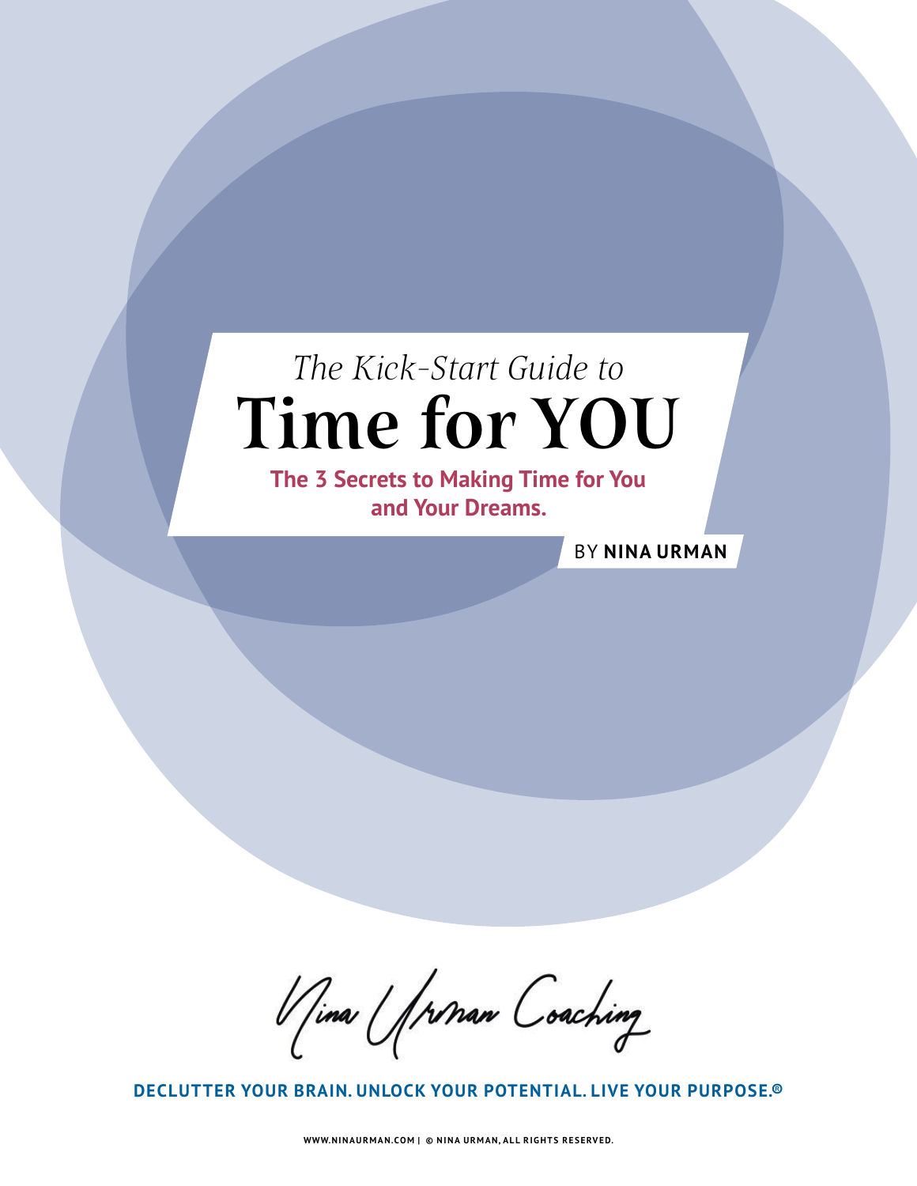*The Kick-Start Guide to*

# Time for YOU

**The 3 Secrets to Making Time for You and Your Dreams.**

BY **NINA URMAN**

Nina Urman Coaching

**DECLUTTER YOUR BRAIN. UNLOCK YOUR POTENTIAL. LIVE YOUR PURPOSE.®**

WWW.NINAURMAN.COM | © NINA URMAN, ALL RIGHTS RESERVED.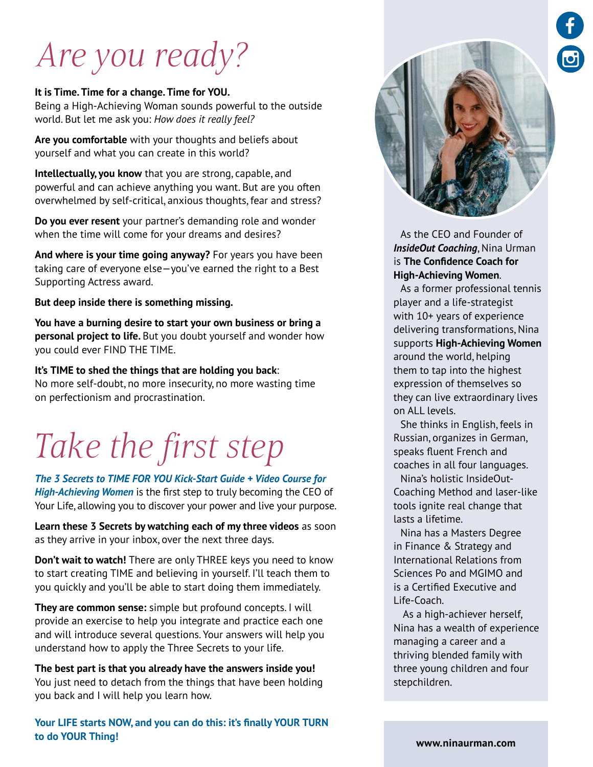# Are you ready?

**It is Time. Time for a change. Time for YOU.**
Being a High-Achieving Woman sounds powerful to the outside world. But let me ask you: *How does it really feel?*

**Are you comfortable** with your thoughts and beliefs about yourself and what you can create in this world?

**Intellectually, you know** that you are strong, capable, and powerful and can achieve anything you want. But are you often overwhelmed by self-critical, anxious thoughts, fear and stress?

**Do you ever resent** your partner's demanding role and wonder when the time will come for your dreams and desires?

**And where is your time going anyway?** For years you have been taking care of everyone else—you've earned the right to a Best Supporting Actress award.

**But deep inside there is something missing.**

**You have a burning desire to start your own business or bring a personal project to life.** But you doubt yourself and wonder how you could ever FIND THE TIME.

**It's TIME to shed the things that are holding you back**:
No more self-doubt, no more insecurity, no more wasting time on perfectionism and procrastination.

# Take the first step

***The 3 Secrets to TIME FOR YOU Kick-Start Guide + Video Course for High-Achieving Women*** is the first step to truly becoming the CEO of Your Life, allowing you to discover your power and live your purpose.

**Learn these 3 Secrets by watching each of my three videos** as soon as they arrive in your inbox, over the next three days.

**Don't wait to watch!** There are only THREE keys you need to know to start creating TIME and believing in yourself. I'll teach them to you quickly and you'll be able to start doing them immediately.

**They are common sense:** simple but profound concepts. I will provide an exercise to help you integrate and practice each one and will introduce several questions. Your answers will help you understand how to apply the Three Secrets to your life.

**The best part is that you already have the answers inside you!** You just need to detach from the things that have been holding you back and I will help you learn how.

**Your LIFE starts NOW, and you can do this: it's finally YOUR TURN to do YOUR Thing!**

As the CEO and Founder of ***InsideOut Coaching***, Nina Urman is **The Confidence Coach for High-Achieving Women**.

As a former professional tennis player and a life-strategist with 10+ years of experience delivering transformations, Nina supports **High-Achieving Women** around the world, helping them to tap into the highest expression of themselves so they can live extraordinary lives on ALL levels.

She thinks in English, feels in Russian, organizes in German, speaks fluent French and coaches in all four languages.

Nina's holistic InsideOut-Coaching Method and laser-like tools ignite real change that lasts a lifetime.

Nina has a Masters Degree in Finance & Strategy and International Relations from Sciences Po and MGIMO and is a Certified Executive and Life-Coach.

As a high-achiever herself, Nina has a wealth of experience managing a career and a thriving blended family with three young children and four stepchildren.

**www.ninaurman.com**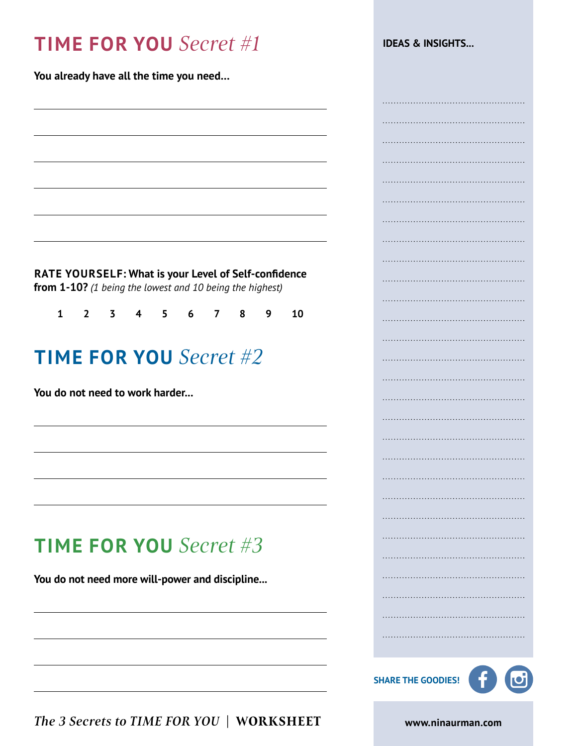## TIME FOR YOU *Secret #1*

**You already have all the time you need...**

**RATE YOURSELF: What is your Level of Self-confidence from 1-10?** *(1 being the lowest and 10 being the highest)*

**1 2 3 4 5 6 7 8 9 10**

## TIME FOR YOU *Secret #2*

**You do not need to work harder...**

## TIME FOR YOU *Secret #3*

**You do not need more will-power and discipline...**

*The 3 Secrets to TIME FOR YOU* | **WORKSHEET**

**IDEAS & INSIGHTS...**

**SHARE THE GOODIES!**

**www.ninaurman.com**